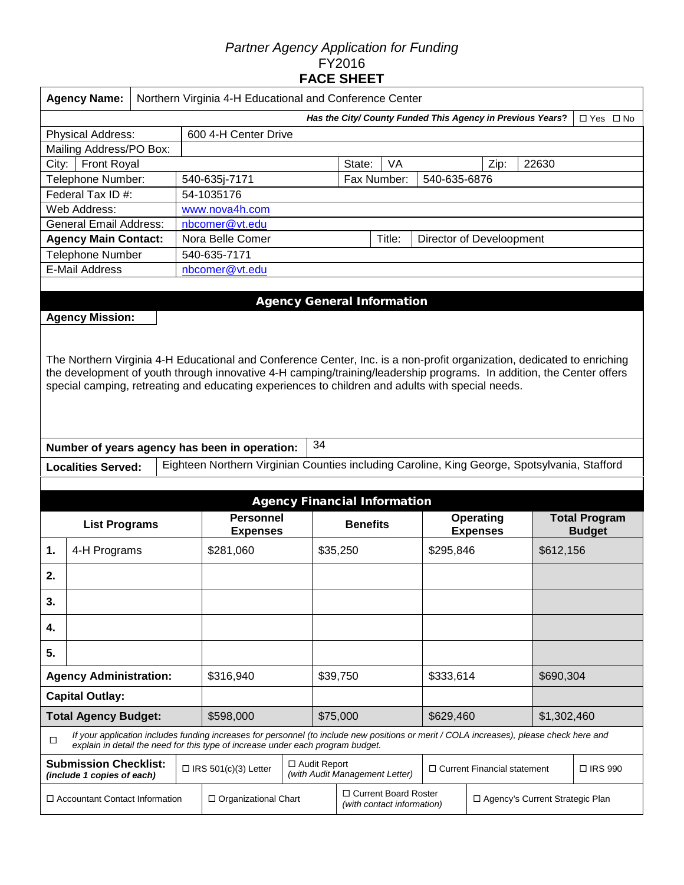*Partner Agency Application for Funding*
FY2016
**FACE SHEET**

| **Agency Name:** | Northern Virginia 4-H Educational and Conference Center |
|---|---|

***Has the City/ County Funded This Agency in Previous Years?*** ☐ Yes ☐ No

| | | | | | |
|---|---|---|---|---|---|
| Physical Address: | 600 4-H Center Drive | | | | |
| Mailing Address/PO Box: | | | | | |
| City: Front Royal | | State: | VA | Zip: | 22630 |
| Telephone Number: | 540-635j-7171 | Fax Number: | 540-635-6876 | | |
| Federal Tax ID #: | 54-1035176 | | | | |
| Web Address: | www.nova4h.com | | | | |
| General Email Address: | nbcomer@vt.edu | | | | |
| **Agency Main Contact:** | Nora Belle Comer | Title: | Director of Develoopment | | |
| Telephone Number | 540-635-7171 | | | | |
| E-Mail Address | nbcomer@vt.edu | | | | |

## Agency General Information

**Agency Mission:**

The Northern Virginia 4-H Educational and Conference Center, Inc. is a non-profit organization, dedicated to enriching the development of youth through innovative 4-H camping/training/leadership programs. In addition, the Center offers special camping, retreating and educating experiences to children and adults with special needs.

**Number of years agency has been in operation:** 34

**Localities Served:** Eighteen Northern Virginian Counties including Caroline, King George, Spotsylvania, Stafford

## Agency Financial Information

| **List Programs** | **Personnel Expenses** | **Benefits** | **Operating Expenses** | **Total Program Budget** |
|---|---|---|---|---|
| **1.** 4-H Programs | $281,060 | $35,250 | $295,846 | $612,156 |
| **2.** | | | | |
| **3.** | | | | |
| **4.** | | | | |
| **5.** | | | | |
| **Agency Administration:** | $316,940 | $39,750 | $333,614 | $690,304 |
| **Capital Outlay:** | | | | |
| **Total Agency Budget:** | $598,000 | $75,000 | $629,460 | $1,302,460 |

☐ *If your application includes funding increases for personnel (to include new positions or merit / COLA increases), please check here and explain in detail the need for this type of increase under each program budget.*

| **Submission Checklist:** *(include 1 copies of each)* | ☐ IRS 501(c)(3) Letter | ☐ Audit Report *(with Audit Management Letter)* | ☐ Current Financial statement | ☐ IRS 990 |
|---|---|---|---|---|
| ☐ Accountant Contact Information | ☐ Organizational Chart | ☐ Current Board Roster *(with contact information)* | ☐ Agency's Current Strategic Plan | |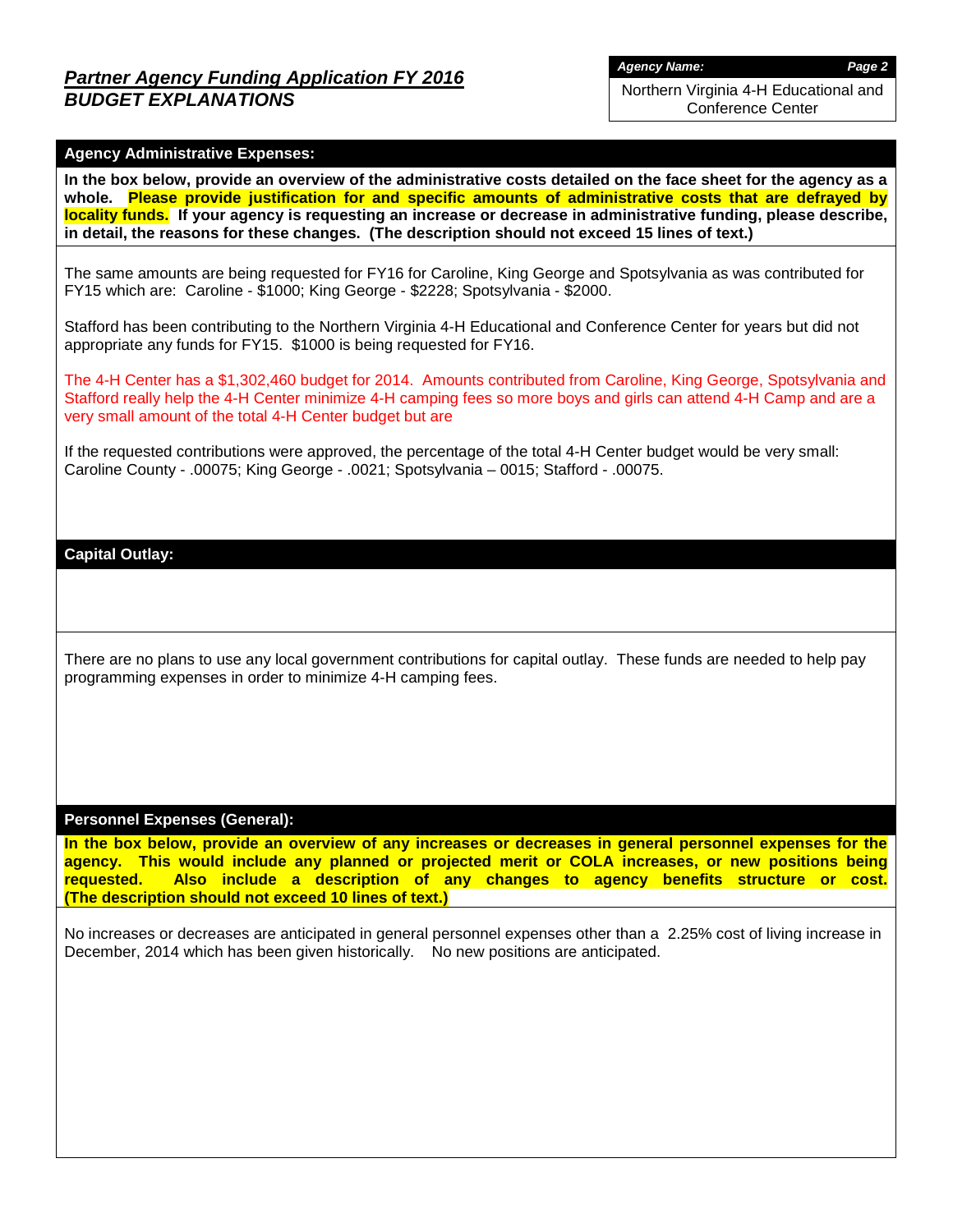## *Partner Agency Funding Application FY 2016*
## *BUDGET EXPLANATIONS*

***Agency Name:***

Northern Virginia 4-H Educational and Conference Center

### Agency Administrative Expenses:

**In the box below, provide an overview of the administrative costs detailed on the face sheet for the agency as a whole. Please provide justification for and specific amounts of administrative costs that are defrayed by locality funds. If your agency is requesting an increase or decrease in administrative funding, please describe, in detail, the reasons for these changes. (The description should not exceed 15 lines of text.)**

The same amounts are being requested for FY16 for Caroline, King George and Spotsylvania as was contributed for FY15 which are: Caroline - $1000; King George - $2228; Spotsylvania - $2000.

Stafford has been contributing to the Northern Virginia 4-H Educational and Conference Center for years but did not appropriate any funds for FY15. $1000 is being requested for FY16.

The 4-H Center has a $1,302,460 budget for 2014. Amounts contributed from Caroline, King George, Spotsylvania and Stafford really help the 4-H Center minimize 4-H camping fees so more boys and girls can attend 4-H Camp and are a very small amount of the total 4-H Center budget but are

If the requested contributions were approved, the percentage of the total 4-H Center budget would be very small: Caroline County - .00075; King George - .0021; Spotsylvania – 0015; Stafford - .00075.

### Capital Outlay:

There are no plans to use any local government contributions for capital outlay. These funds are needed to help pay programming expenses in order to minimize 4-H camping fees.

### Personnel Expenses (General):

**In the box below, provide an overview of any increases or decreases in general personnel expenses for the agency. This would include any planned or projected merit or COLA increases, or new positions being requested. Also include a description of any changes to agency benefits structure or cost. (The description should not exceed 10 lines of text.)**

No increases or decreases are anticipated in general personnel expenses other than a 2.25% cost of living increase in December, 2014 which has been given historically. No new positions are anticipated.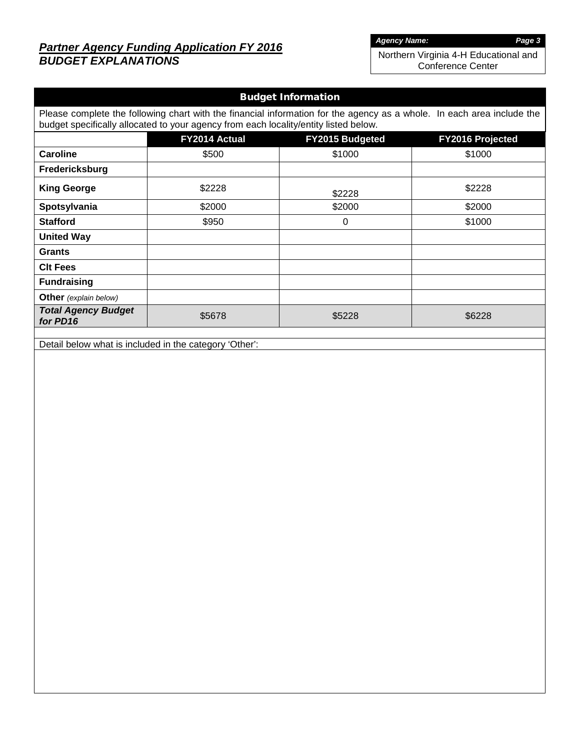# *Partner Agency Funding Application FY 2016*
## *BUDGET EXPLANATIONS*

***Agency Name:***

Northern Virginia 4-H Educational and Conference Center

## Budget Information

Please complete the following chart with the financial information for the agency as a whole. In each area include the budget specifically allocated to your agency from each locality/entity listed below.

| | FY2014 Actual | FY2015 Budgeted | FY2016 Projected |
|---|---|---|---|
| **Caroline** | $500 | $1000 | $1000 |
| **Fredericksburg** | | | |
| **King George** | $2228 | $2228 | $2228 |
| **Spotsylvania** | $2000 | $2000 | $2000 |
| **Stafford** | $950 | 0 | $1000 |
| **United Way** | | | |
| **Grants** | | | |
| **Clt Fees** | | | |
| **Fundraising** | | | |
| **Other** *(explain below)* | | | |
| ***Total Agency Budget for PD16*** | $5678 | $5228 | $6228 |

Detail below what is included in the category 'Other':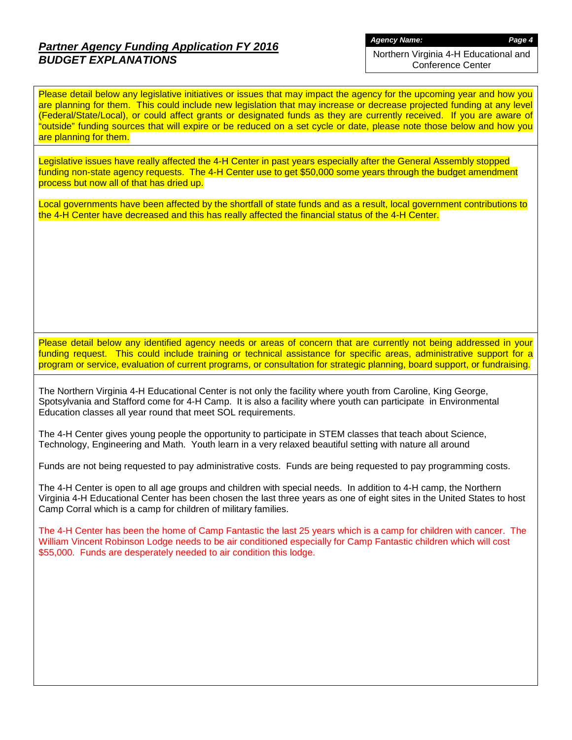## *Partner Agency Funding Application FY 2016*
## *BUDGET EXPLANATIONS*

***Agency Name:***

Northern Virginia 4-H Educational and Conference Center

Please detail below any legislative initiatives or issues that may impact the agency for the upcoming year and how you are planning for them. This could include new legislation that may increase or decrease projected funding at any level (Federal/State/Local), or could affect grants or designated funds as they are currently received. If you are aware of "outside" funding sources that will expire or be reduced on a set cycle or date, please note those below and how you are planning for them.

Legislative issues have really affected the 4-H Center in past years especially after the General Assembly stopped funding non-state agency requests. The 4-H Center use to get $50,000 some years through the budget amendment process but now all of that has dried up.

Local governments have been affected by the shortfall of state funds and as a result, local government contributions to the 4-H Center have decreased and this has really affected the financial status of the 4-H Center.

Please detail below any identified agency needs or areas of concern that are currently not being addressed in your funding request. This could include training or technical assistance for specific areas, administrative support for a program or service, evaluation of current programs, or consultation for strategic planning, board support, or fundraising.

The Northern Virginia 4-H Educational Center is not only the facility where youth from Caroline, King George, Spotsylvania and Stafford come for 4-H Camp. It is also a facility where youth can participate in Environmental Education classes all year round that meet SOL requirements.

The 4-H Center gives young people the opportunity to participate in STEM classes that teach about Science, Technology, Engineering and Math. Youth learn in a very relaxed beautiful setting with nature all around

Funds are not being requested to pay administrative costs. Funds are being requested to pay programming costs.

The 4-H Center is open to all age groups and children with special needs. In addition to 4-H camp, the Northern Virginia 4-H Educational Center has been chosen the last three years as one of eight sites in the United States to host Camp Corral which is a camp for children of military families.

The 4-H Center has been the home of Camp Fantastic the last 25 years which is a camp for children with cancer. The William Vincent Robinson Lodge needs to be air conditioned especially for Camp Fantastic children which will cost $55,000. Funds are desperately needed to air condition this lodge.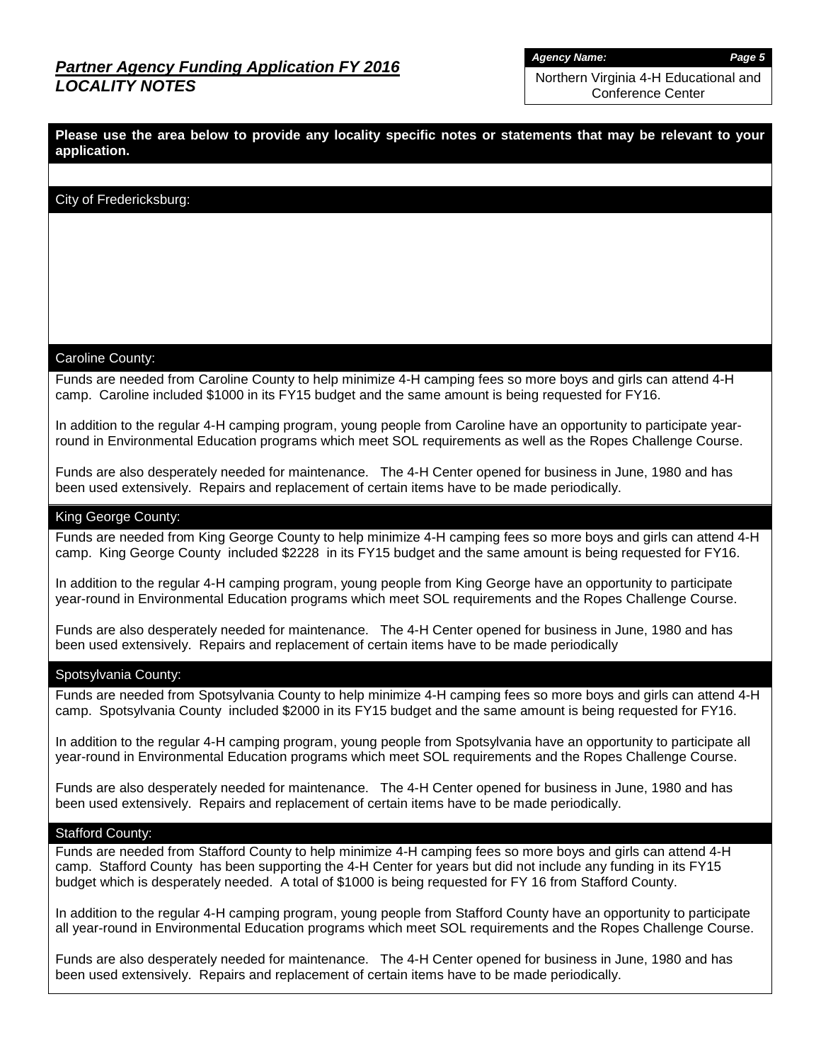## *Partner Agency Funding Application FY 2016*
## *LOCALITY NOTES*

***Agency Name:***
Northern Virginia 4-H Educational and Conference Center

**Please use the area below to provide any locality specific notes or statements that may be relevant to your application.**

### City of Fredericksburg:

### Caroline County:

Funds are needed from Caroline County to help minimize 4-H camping fees so more boys and girls can attend 4-H camp. Caroline included $1000 in its FY15 budget and the same amount is being requested for FY16.

In addition to the regular 4-H camping program, young people from Caroline have an opportunity to participate year-round in Environmental Education programs which meet SOL requirements as well as the Ropes Challenge Course.

Funds are also desperately needed for maintenance. The 4-H Center opened for business in June, 1980 and has been used extensively. Repairs and replacement of certain items have to be made periodically.

### King George County:

Funds are needed from King George County to help minimize 4-H camping fees so more boys and girls can attend 4-H camp. King George County included $2228 in its FY15 budget and the same amount is being requested for FY16.

In addition to the regular 4-H camping program, young people from King George have an opportunity to participate year-round in Environmental Education programs which meet SOL requirements and the Ropes Challenge Course.

Funds are also desperately needed for maintenance. The 4-H Center opened for business in June, 1980 and has been used extensively. Repairs and replacement of certain items have to be made periodically

### Spotsylvania County:

Funds are needed from Spotsylvania County to help minimize 4-H camping fees so more boys and girls can attend 4-H camp. Spotsylvania County included $2000 in its FY15 budget and the same amount is being requested for FY16.

In addition to the regular 4-H camping program, young people from Spotsylvania have an opportunity to participate all year-round in Environmental Education programs which meet SOL requirements and the Ropes Challenge Course.

Funds are also desperately needed for maintenance. The 4-H Center opened for business in June, 1980 and has been used extensively. Repairs and replacement of certain items have to be made periodically.

### Stafford County:

Funds are needed from Stafford County to help minimize 4-H camping fees so more boys and girls can attend 4-H camp. Stafford County has been supporting the 4-H Center for years but did not include any funding in its FY15 budget which is desperately needed. A total of $1000 is being requested for FY 16 from Stafford County.

In addition to the regular 4-H camping program, young people from Stafford County have an opportunity to participate all year-round in Environmental Education programs which meet SOL requirements and the Ropes Challenge Course.

Funds are also desperately needed for maintenance. The 4-H Center opened for business in June, 1980 and has been used extensively. Repairs and replacement of certain items have to be made periodically.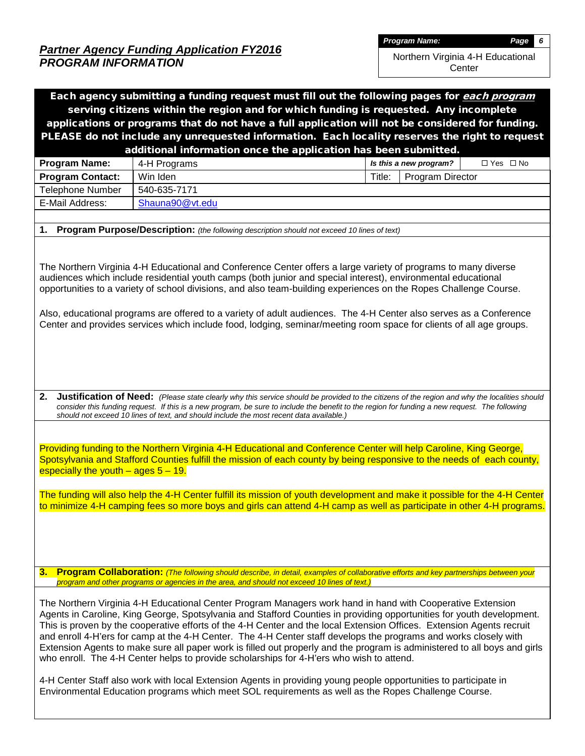## *Partner Agency Funding Application FY2016*
## *PROGRAM INFORMATION*

| *Program Name:* | *Page 6* |
|---|---|
| Northern Virginia 4-H Educational Center | |

**Each agency submitting a funding request must fill out the following pages for *each program* serving citizens within the region and for which funding is requested. Any incomplete applications or programs that do not have a full application will not be considered for funding. PLEASE do not include any unrequested information. Each locality reserves the right to request additional information once the application has been submitted.**

| **Program Name:** | 4-H Programs | ***Is this a new program?*** | ☐ Yes ☐ No |
|---|---|---|---|
| **Program Contact:** | Win Iden | Title: | Program Director |
| Telephone Number | 540-635-7171 | | |
| E-Mail Address: | Shauna90@vt.edu | | |

**1. Program Purpose/Description:** *(the following description should not exceed 10 lines of text)*

The Northern Virginia 4-H Educational and Conference Center offers a large variety of programs to many diverse audiences which include residential youth camps (both junior and special interest), environmental educational opportunities to a variety of school divisions, and also team-building experiences on the Ropes Challenge Course.

Also, educational programs are offered to a variety of adult audiences. The 4-H Center also serves as a Conference Center and provides services which include food, lodging, seminar/meeting room space for clients of all age groups.

**2. Justification of Need:** *(Please state clearly why this service should be provided to the citizens of the region and why the localities should consider this funding request. If this is a new program, be sure to include the benefit to the region for funding a new request. The following should not exceed 10 lines of text, and should include the most recent data available.)*

Providing funding to the Northern Virginia 4-H Educational and Conference Center will help Caroline, King George, Spotsylvania and Stafford Counties fulfill the mission of each county by being responsive to the needs of each county, especially the youth – ages 5 – 19.

The funding will also help the 4-H Center fulfill its mission of youth development and make it possible for the 4-H Center to minimize 4-H camping fees so more boys and girls can attend 4-H camp as well as participate in other 4-H programs.

**3. Program Collaboration:** *(The following should describe, in detail, examples of collaborative efforts and key partnerships between your program and other programs or agencies in the area, and should not exceed 10 lines of text.)*

The Northern Virginia 4-H Educational Center Program Managers work hand in hand with Cooperative Extension Agents in Caroline, King George, Spotsylvania and Stafford Counties in providing opportunities for youth development. This is proven by the cooperative efforts of the 4-H Center and the local Extension Offices. Extension Agents recruit and enroll 4-H'ers for camp at the 4-H Center. The 4-H Center staff develops the programs and works closely with Extension Agents to make sure all paper work is filled out properly and the program is administered to all boys and girls who enroll. The 4-H Center helps to provide scholarships for 4-H'ers who wish to attend.

4-H Center Staff also work with local Extension Agents in providing young people opportunities to participate in Environmental Education programs which meet SOL requirements as well as the Ropes Challenge Course.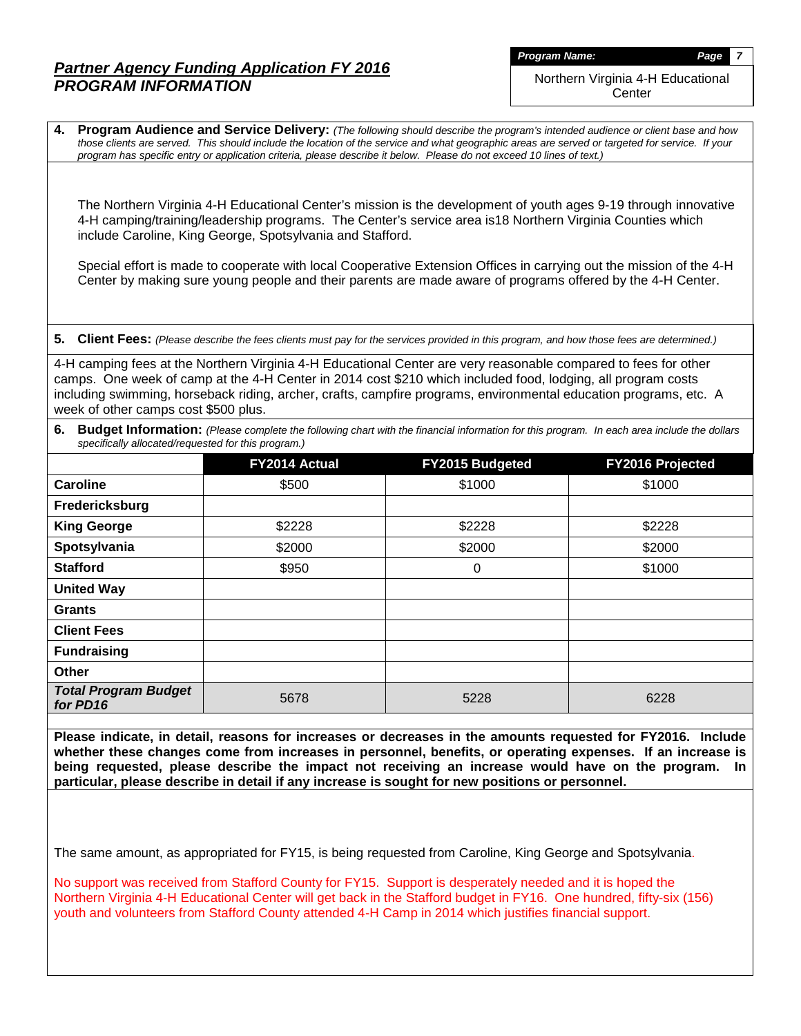## *Partner Agency Funding Application FY 2016*
## *PROGRAM INFORMATION*

***Program Name:***

Northern Virginia 4-H Educational Center

**4. Program Audience and Service Delivery:** *(The following should describe the program's intended audience or client base and how those clients are served. This should include the location of the service and what geographic areas are served or targeted for service. If your program has specific entry or application criteria, please describe it below. Please do not exceed 10 lines of text.)*

The Northern Virginia 4-H Educational Center's mission is the development of youth ages 9-19 through innovative 4-H camping/training/leadership programs. The Center's service area is18 Northern Virginia Counties which include Caroline, King George, Spotsylvania and Stafford.

Special effort is made to cooperate with local Cooperative Extension Offices in carrying out the mission of the 4-H Center by making sure young people and their parents are made aware of programs offered by the 4-H Center.

**5. Client Fees:** *(Please describe the fees clients must pay for the services provided in this program, and how those fees are determined.)*

4-H camping fees at the Northern Virginia 4-H Educational Center are very reasonable compared to fees for other camps. One week of camp at the 4-H Center in 2014 cost $210 which included food, lodging, all program costs including swimming, horseback riding, archer, crafts, campfire programs, environmental education programs, etc. A week of other camps cost $500 plus.

**6. Budget Information:** *(Please complete the following chart with the financial information for this program. In each area include the dollars specifically allocated/requested for this program.)*

| | FY2014 Actual | FY2015 Budgeted | FY2016 Projected |
|---|---|---|---|
| **Caroline** | $500 | $1000 | $1000 |
| **Fredericksburg** | | | |
| **King George** | $2228 | $2228 | $2228 |
| **Spotsylvania** | $2000 | $2000 | $2000 |
| **Stafford** | $950 | 0 | $1000 |
| **United Way** | | | |
| **Grants** | | | |
| **Client Fees** | | | |
| **Fundraising** | | | |
| **Other** | | | |
| ***Total Program Budget for PD16*** | 5678 | 5228 | 6228 |

**Please indicate, in detail, reasons for increases or decreases in the amounts requested for FY2016. Include whether these changes come from increases in personnel, benefits, or operating expenses. If an increase is being requested, please describe the impact not receiving an increase would have on the program. In particular, please describe in detail if any increase is sought for new positions or personnel.**

The same amount, as appropriated for FY15, is being requested from Caroline, King George and Spotsylvania.

No support was received from Stafford County for FY15. Support is desperately needed and it is hoped the Northern Virginia 4-H Educational Center will get back in the Stafford budget in FY16. One hundred, fifty-six (156) youth and volunteers from Stafford County attended 4-H Camp in 2014 which justifies financial support.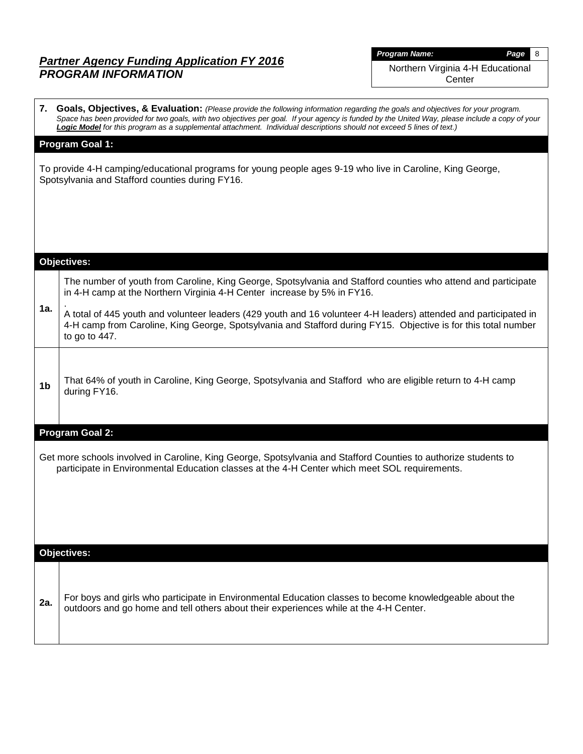## *Partner Agency Funding Application FY 2016*
## *PROGRAM INFORMATION*

***Program Name:*** Northern Virginia 4-H Educational Center

**7. Goals, Objectives, & Evaluation:** *(Please provide the following information regarding the goals and objectives for your program. Space has been provided for two goals, with two objectives per goal. If your agency is funded by the United Way, please include a copy of your **Logic Model** for this program as a supplemental attachment. Individual descriptions should not exceed 5 lines of text.)*

### Program Goal 1:

To provide 4-H camping/educational programs for young people ages 9-19 who live in Caroline, King George, Spotsylvania and Stafford counties during FY16.

### Objectives:

| | |
|---|---|
| **1a.** | The number of youth from Caroline, King George, Spotsylvania and Stafford counties who attend and participate in 4-H camp at the Northern Virginia 4-H Center increase by 5% in FY16. . A total of 445 youth and volunteer leaders (429 youth and 16 volunteer 4-H leaders) attended and participated in 4-H camp from Caroline, King George, Spotsylvania and Stafford during FY15. Objective is for this total number to go to 447. |
| **1b** | That 64% of youth in Caroline, King George, Spotsylvania and Stafford who are eligible return to 4-H camp during FY16. |

### Program Goal 2:

Get more schools involved in Caroline, King George, Spotsylvania and Stafford Counties to authorize students to participate in Environmental Education classes at the 4-H Center which meet SOL requirements.

### Objectives:

| | |
|---|---|
| **2a.** | For boys and girls who participate in Environmental Education classes to become knowledgeable about the outdoors and go home and tell others about their experiences while at the 4-H Center. |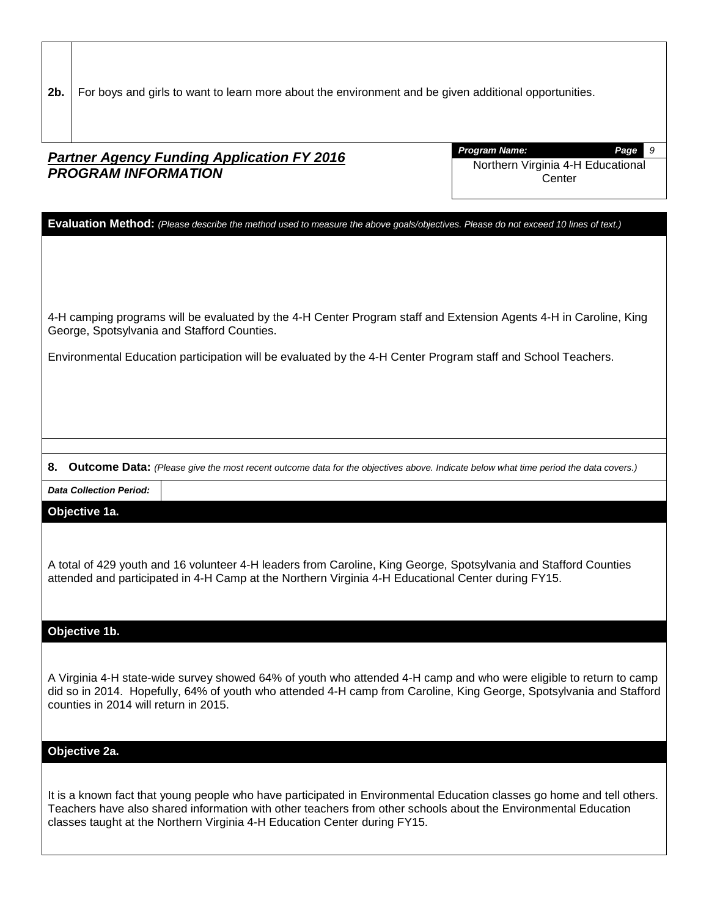| 2b. | For boys and girls to want to learn more about the environment and be given additional opportunities. |
| --- | --- |

## ***Partner Agency Funding Application FY 2016***
## ***PROGRAM INFORMATION***

***Program Name:*** Northern Virginia 4-H Educational Center

**Evaluation Method:** *(Please describe the method used to measure the above goals/objectives. Please do not exceed 10 lines of text.)*

4-H camping programs will be evaluated by the 4-H Center Program staff and Extension Agents 4-H in Caroline, King George, Spotsylvania and Stafford Counties.

Environmental Education participation will be evaluated by the 4-H Center Program staff and School Teachers.

**8. Outcome Data:** *(Please give the most recent outcome data for the objectives above. Indicate below what time period the data covers.)*

| ***Data Collection Period:*** | |
| --- | --- |

**Objective 1a.**

A total of 429 youth and 16 volunteer 4-H leaders from Caroline, King George, Spotsylvania and Stafford Counties attended and participated in 4-H Camp at the Northern Virginia 4-H Educational Center during FY15.

**Objective 1b.**

A Virginia 4-H state-wide survey showed 64% of youth who attended 4-H camp and who were eligible to return to camp did so in 2014. Hopefully, 64% of youth who attended 4-H camp from Caroline, King George, Spotsylvania and Stafford counties in 2014 will return in 2015.

**Objective 2a.**

It is a known fact that young people who have participated in Environmental Education classes go home and tell others. Teachers have also shared information with other teachers from other schools about the Environmental Education classes taught at the Northern Virginia 4-H Education Center during FY15.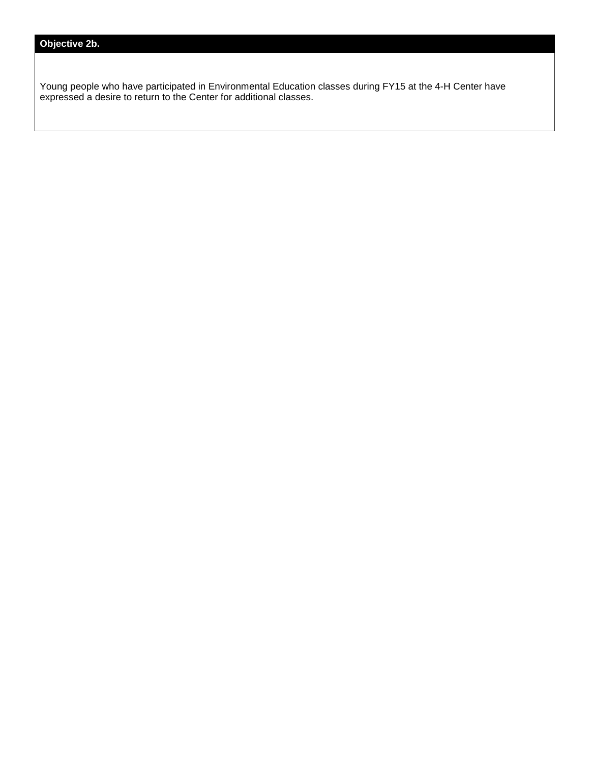**Objective 2b.**

Young people who have participated in Environmental Education classes during FY15 at the 4-H Center have expressed a desire to return to the Center for additional classes.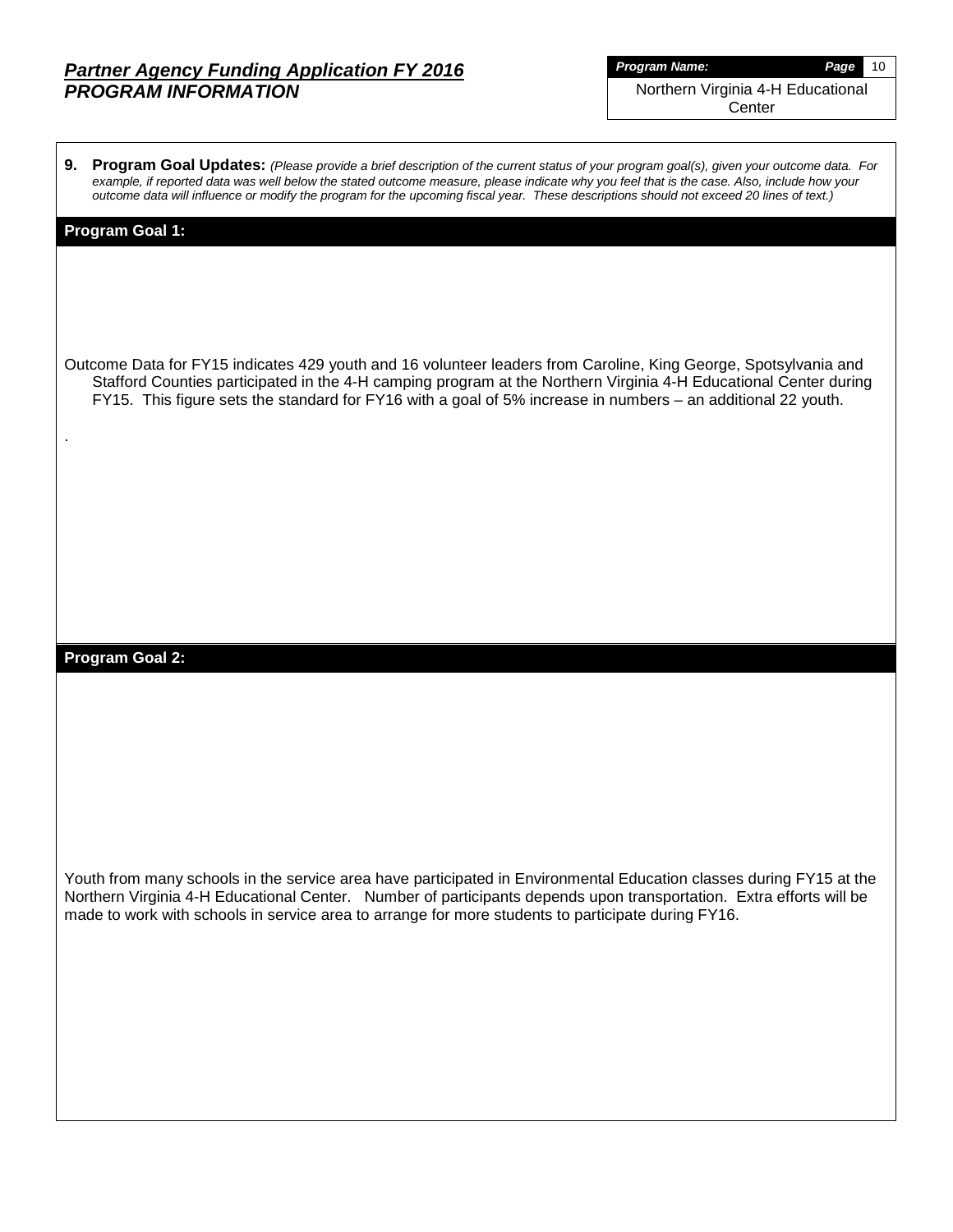## Partner Agency Funding Application FY 2016
## PROGRAM INFORMATION

**Program Name:** Northern Virginia 4-H Educational Center

**9. Program Goal Updates:** *(Please provide a brief description of the current status of your program goal(s), given your outcome data. For example, if reported data was well below the stated outcome measure, please indicate why you feel that is the case. Also, include how your outcome data will influence or modify the program for the upcoming fiscal year. These descriptions should not exceed 20 lines of text.)*

**Program Goal 1:**

Outcome Data for FY15 indicates 429 youth and 16 volunteer leaders from Caroline, King George, Spotsylvania and Stafford Counties participated in the 4-H camping program at the Northern Virginia 4-H Educational Center during FY15. This figure sets the standard for FY16 with a goal of 5% increase in numbers – an additional 22 youth.

.

**Program Goal 2:**

Youth from many schools in the service area have participated in Environmental Education classes during FY15 at the Northern Virginia 4-H Educational Center. Number of participants depends upon transportation. Extra efforts will be made to work with schools in service area to arrange for more students to participate during FY16.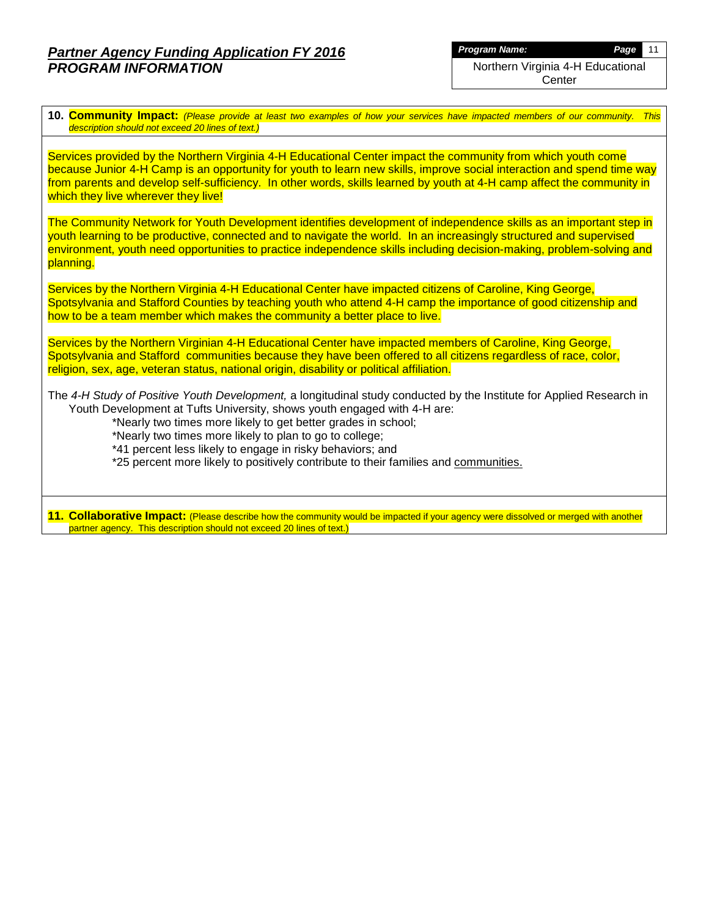## *Partner Agency Funding Application FY 2016*
## *PROGRAM INFORMATION*

**Program Name:** Northern Virginia 4-H Educational Center

**10. Community Impact:** *(Please provide at least two examples of how your services have impacted members of our community. This description should not exceed 20 lines of text.)*

Services provided by the Northern Virginia 4-H Educational Center impact the community from which youth come because Junior 4-H Camp is an opportunity for youth to learn new skills, improve social interaction and spend time way from parents and develop self-sufficiency. In other words, skills learned by youth at 4-H camp affect the community in which they live wherever they live!

The Community Network for Youth Development identifies development of independence skills as an important step in youth learning to be productive, connected and to navigate the world. In an increasingly structured and supervised environment, youth need opportunities to practice independence skills including decision-making, problem-solving and planning.

Services by the Northern Virginia 4-H Educational Center have impacted citizens of Caroline, King George, Spotsylvania and Stafford Counties by teaching youth who attend 4-H camp the importance of good citizenship and how to be a team member which makes the community a better place to live.

Services by the Northern Virginian 4-H Educational Center have impacted members of Caroline, King George, Spotsylvania and Stafford communities because they have been offered to all citizens regardless of race, color, religion, sex, age, veteran status, national origin, disability or political affiliation.

The *4-H Study of Positive Youth Development,* a longitudinal study conducted by the Institute for Applied Research in Youth Development at Tufts University, shows youth engaged with 4-H are:

*Nearly two times more likely to get better grades in school;
*Nearly two times more likely to plan to go to college;
*41 percent less likely to engage in risky behaviors; and
*25 percent more likely to positively contribute to their families and <u>communities.</u>

**11. Collaborative Impact:** (Please describe how the community would be impacted if your agency were dissolved or merged with another partner agency. This description should not exceed 20 lines of text.)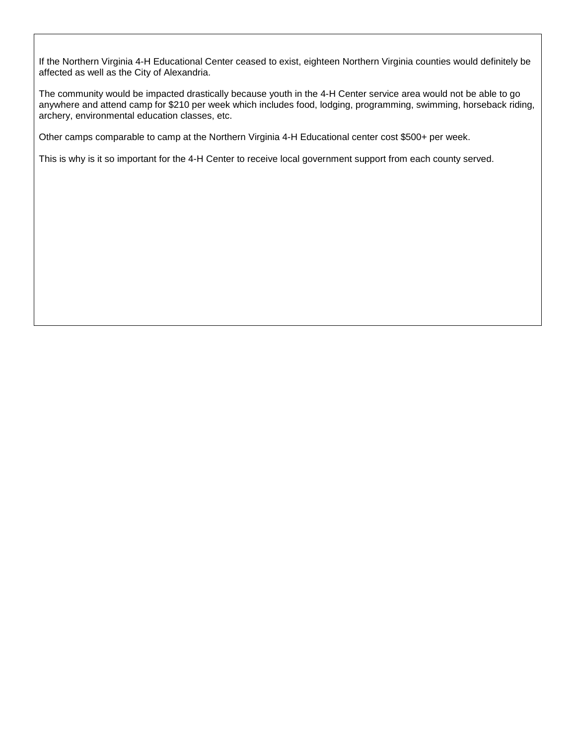If the Northern Virginia 4-H Educational Center ceased to exist, eighteen Northern Virginia counties would definitely be affected as well as the City of Alexandria.

The community would be impacted drastically because youth in the 4-H Center service area would not be able to go anywhere and attend camp for $210 per week which includes food, lodging, programming, swimming, horseback riding, archery, environmental education classes, etc.

Other camps comparable to camp at the Northern Virginia 4-H Educational center cost $500+ per week.

This is why is it so important for the 4-H Center to receive local government support from each county served.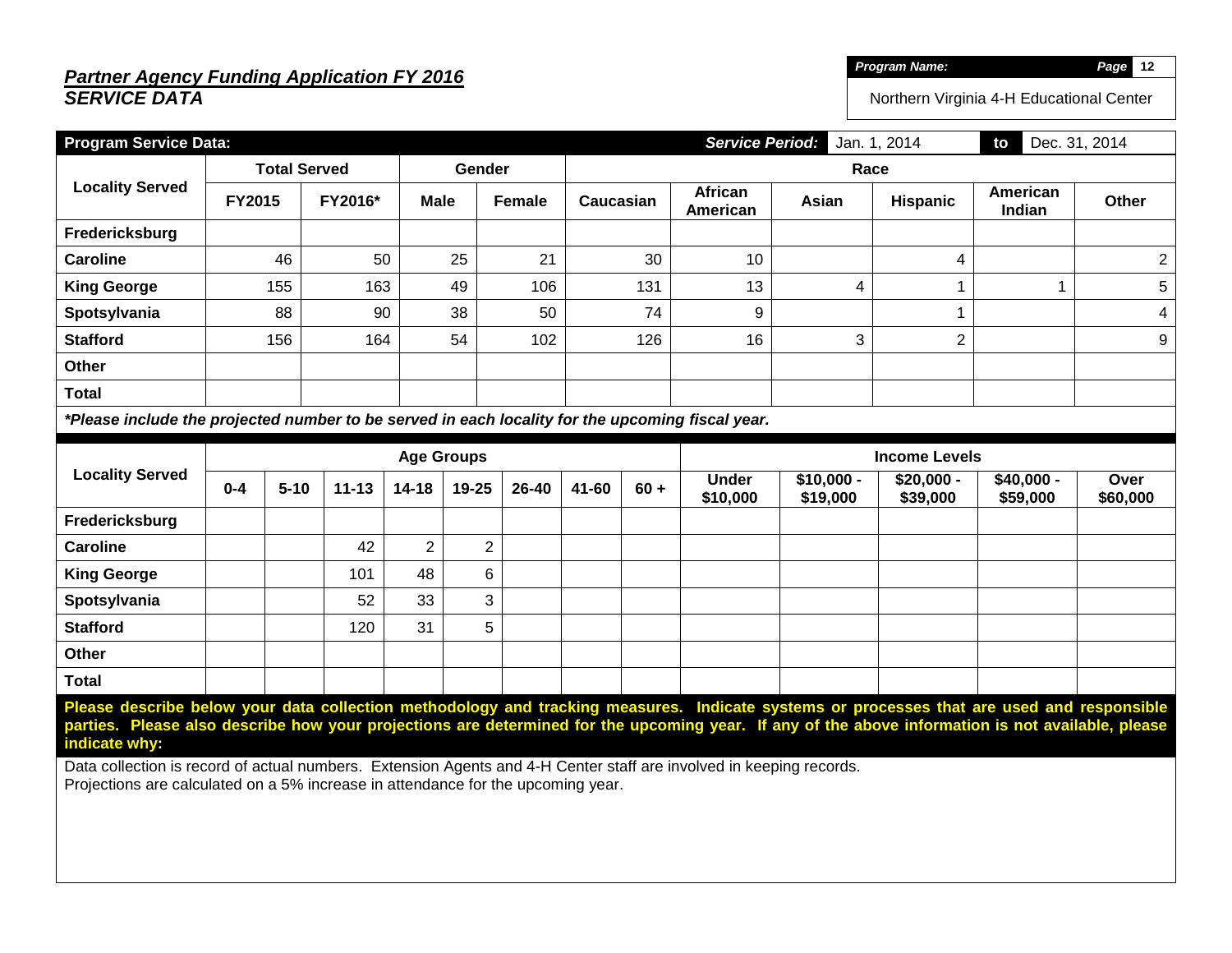## *Partner Agency Funding Application FY 2016*
## *SERVICE DATA*

| ***Program Name:*** | ***Page*** 12 |
|---|---|
| Northern Virginia 4-H Educational Center | |

**Program Service Data:** ***Service Period:*** Jan. 1, 2014 **to** Dec. 31, 2014

| Locality Served | Total Served | | Gender | | Race | | | | | |
|---|---|---|---|---|---|---|---|---|---|---|
| | FY2015 | FY2016* | Male | Female | Caucasian | African American | Asian | Hispanic | American Indian | Other |
| **Fredericksburg** | | | | | | | | | | |
| **Caroline** | 46 | 50 | 25 | 21 | 30 | 10 | | 4 | | 2 |
| **King George** | 155 | 163 | 49 | 106 | 131 | 13 | 4 | 1 | 1 | 5 |
| **Spotsylvania** | 88 | 90 | 38 | 50 | 74 | 9 | | 1 | | 4 |
| **Stafford** | 156 | 164 | 54 | 102 | 126 | 16 | 3 | 2 | | 9 |
| **Other** | | | | | | | | | | |
| **Total** | | | | | | | | | | |

***Please include the projected number to be served in each locality for the upcoming fiscal year.**

| Locality Served | Age Groups | | | | | | | | Income Levels | | | | |
|---|---|---|---|---|---|---|---|---|---|---|---|---|---|
| | 0-4 | 5-10 | 11-13 | 14-18 | 19-25 | 26-40 | 41-60 | 60 + | Under $10,000 | $10,000 - $19,000 | $20,000 - $39,000 | $40,000 - $59,000 | Over $60,000 |
| **Fredericksburg** | | | | | | | | | | | | | |
| **Caroline** | | | 42 | 2 | 2 | | | | | | | | |
| **King George** | | | 101 | 48 | 6 | | | | | | | | |
| **Spotsylvania** | | | 52 | 33 | 3 | | | | | | | | |
| **Stafford** | | | 120 | 31 | 5 | | | | | | | | |
| **Other** | | | | | | | | | | | | | |
| **Total** | | | | | | | | | | | | | |

**Please describe below your data collection methodology and tracking measures. Indicate systems or processes that are used and responsible parties. Please also describe how your projections are determined for the upcoming year. If any of the above information is not available, please indicate why:**

Data collection is record of actual numbers. Extension Agents and 4-H Center staff are involved in keeping records.
Projections are calculated on a 5% increase in attendance for the upcoming year.